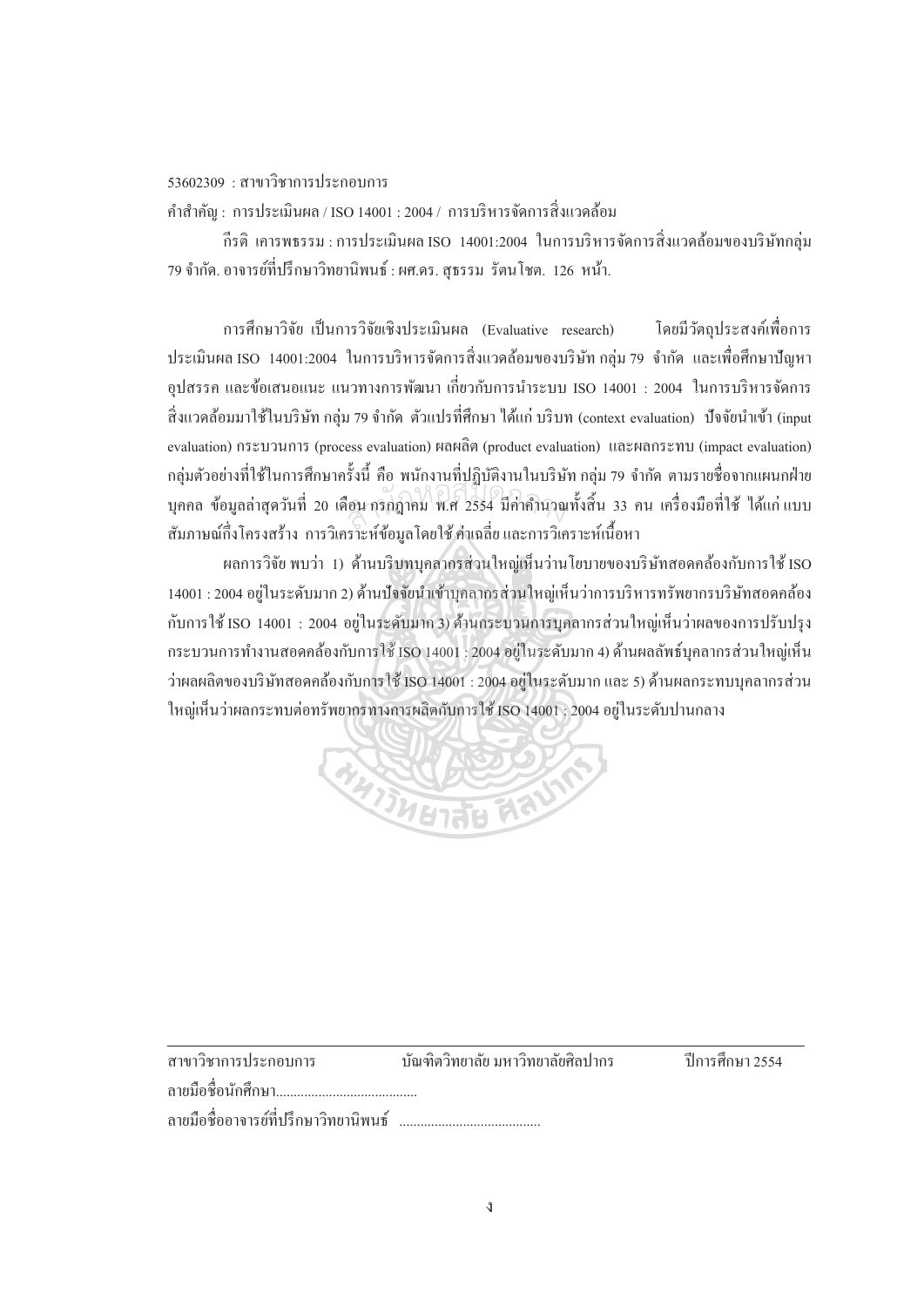53602309 : สาขาวิชาการประกอบการ

คำสำคัญ : การประเมินผล / ISO 14001 : 2004 / การบริหารจัดการสิ่งแวดล้อม

กีรติ เคารพธรรม : การประเมินผล ISO 14001:2004 ในการบริหารจัดการสิ่งแวดล้อมของบริษัทกลุ่ม 79 จำกัด. อาจารย์ที่ปรึกษาวิทยานิพนธ์ : ผศ.ดร. สุธรรม รัตนโชต. 126 หน้า.

การศึกษาวิจัย เป็นการวิจัยเชิงประเมินผล (Evaluative research) โดยมีวัตถุประสงค์เพื่อการประเมินผล ISO 14001:2004 ในการบริหารจัดการสิ่งแวดล้อมของบริษัท กลุ่ม 79 จำกัด และเพื่อศึกษาปัญหา อุปสรรค และข้อเสนอแนะ แนวทางการพัฒนา เกี่ยวกับการนำระบบ ISO 14001 : 2004 ในการบริหารจัดการสิ่งแวดล้อมมาใช้ในบริษัท กลุ่ม 79 จำกัด ตัวแปรที่ศึกษา ได้แก่ บริบท (context evaluation) ปัจจัยนำเข้า (input evaluation) กระบวนการ (process evaluation) ผลผลิต (product evaluation) และผลกระทบ (impact evaluation) กลุ่มตัวอย่างที่ใช้ในการศึกษาครั้งนี้ คือ พนักงานที่ปฏิบัติงานในบริษัท กลุ่ม 79 จำกัด ตามรายชื่อจากแผนกฝ่ายบุคคล ข้อมูลล่าสุดวันที่ 20 เดือน กรกฎาคม พ.ศ 2554 มีค่าคำนวณทั้งสิ้น 33 คน เครื่องมือที่ใช้ ได้แก่ แบบสัมภาษณ์กึ่งโครงสร้าง การวิเคราะห์ข้อมูลโดยใช้ ค่าเฉลี่ย และการวิเคราะห์เนื้อหา

ผลการวิจัย พบว่า 1) ด้านบริบทบุคลากรส่วนใหญ่เห็นว่านโยบายของบริษัทสอดคล้องกับการใช้ ISO 14001 : 2004 อยู่ในระดับมาก 2) ด้านปัจจัยนำเข้าบุคลากรส่วนใหญ่เห็นว่าการบริหารทรัพยากรบริษัทสอดคล้องกับการใช้ ISO 14001 : 2004 อยู่ในระดับมาก 3) ด้านกระบวนการบุคลากรส่วนใหญ่เห็นว่าผลของการปรับปรุงกระบวนการทำงานสอดคล้องกับการใช้ ISO 14001 : 2004 อยู่ในระดับมาก 4) ด้านผลลัพธ์บุคลากรส่วนใหญ่เห็นว่าผลผลิตของบริษัทสอดคล้องกับการใช้ ISO 14001 : 2004 อยู่ในระดับมาก และ 5) ด้านผลกระทบบุคลากรส่วนใหญ่เห็นว่าผลกระทบต่อทรัพยากรทางการผลิตกับการใช้ ISO 14001 : 2004 อยู่ในระดับปานกลาง

---

สาขาวิชาการประกอบการ บัณฑิตวิทยาลัย มหาวิทยาลัยศิลปากร ปีการศึกษา 2554

ลายมือชื่อนักศึกษา........................................

ลายมือชื่ออาจารย์ที่ปรึกษาวิทยานิพนธ์ ........................................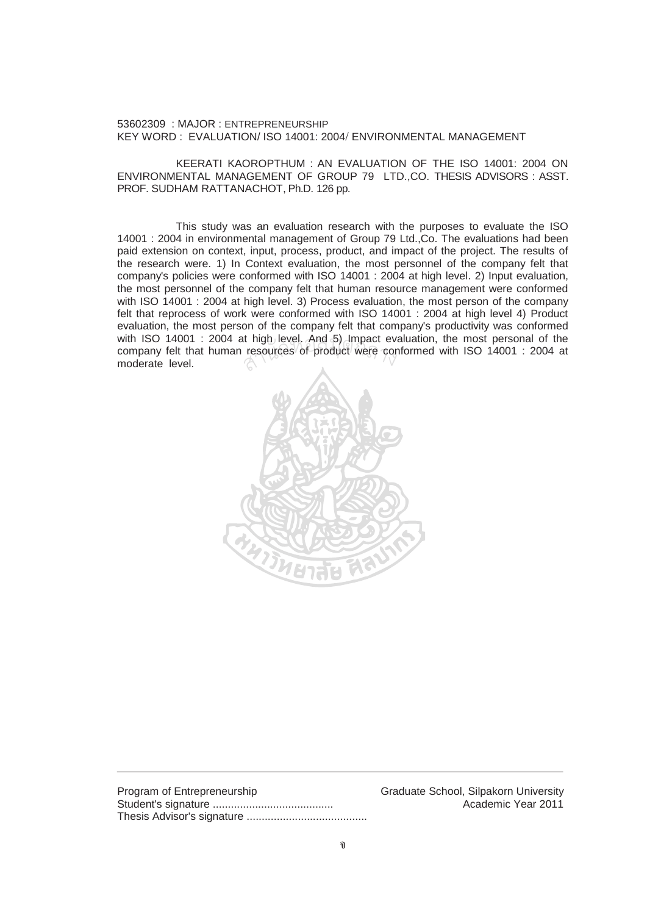53602309 : MAJOR : ENTREPRENEURSHIP
KEY WORD : EVALUATION/ ISO 14001: 2004/ ENVIRONMENTAL MANAGEMENT

KEERATI KAOROPTHUM : AN EVALUATION OF THE ISO 14001: 2004 ON ENVIRONMENTAL MANAGEMENT OF GROUP 79 LTD.,CO. THESIS ADVISORS : ASST. PROF. SUDHAM RATTANACHOT, Ph.D. 126 pp.

This study was an evaluation research with the purposes to evaluate the ISO 14001 : 2004 in environmental management of Group 79 Ltd.,Co. The evaluations had been paid extension on context, input, process, product, and impact of the project. The results of the research were. 1) In Context evaluation, the most personnel of the company felt that company's policies were conformed with ISO 14001 : 2004 at high level. 2) Input evaluation, the most personnel of the company felt that human resource management were conformed with ISO 14001 : 2004 at high level. 3) Process evaluation, the most person of the company felt that reprocess of work were conformed with ISO 14001 : 2004 at high level 4) Product evaluation, the most person of the company felt that company's productivity was conformed with ISO 14001 : 2004 at high level. And 5) Impact evaluation, the most personal of the company felt that human resources of product were conformed with ISO 14001 : 2004 at moderate level.

---

Program of Entrepreneurship | Graduate School, Silpakorn University
Student's signature ........................................ | Academic Year 2011
Thesis Advisor's signature ........................................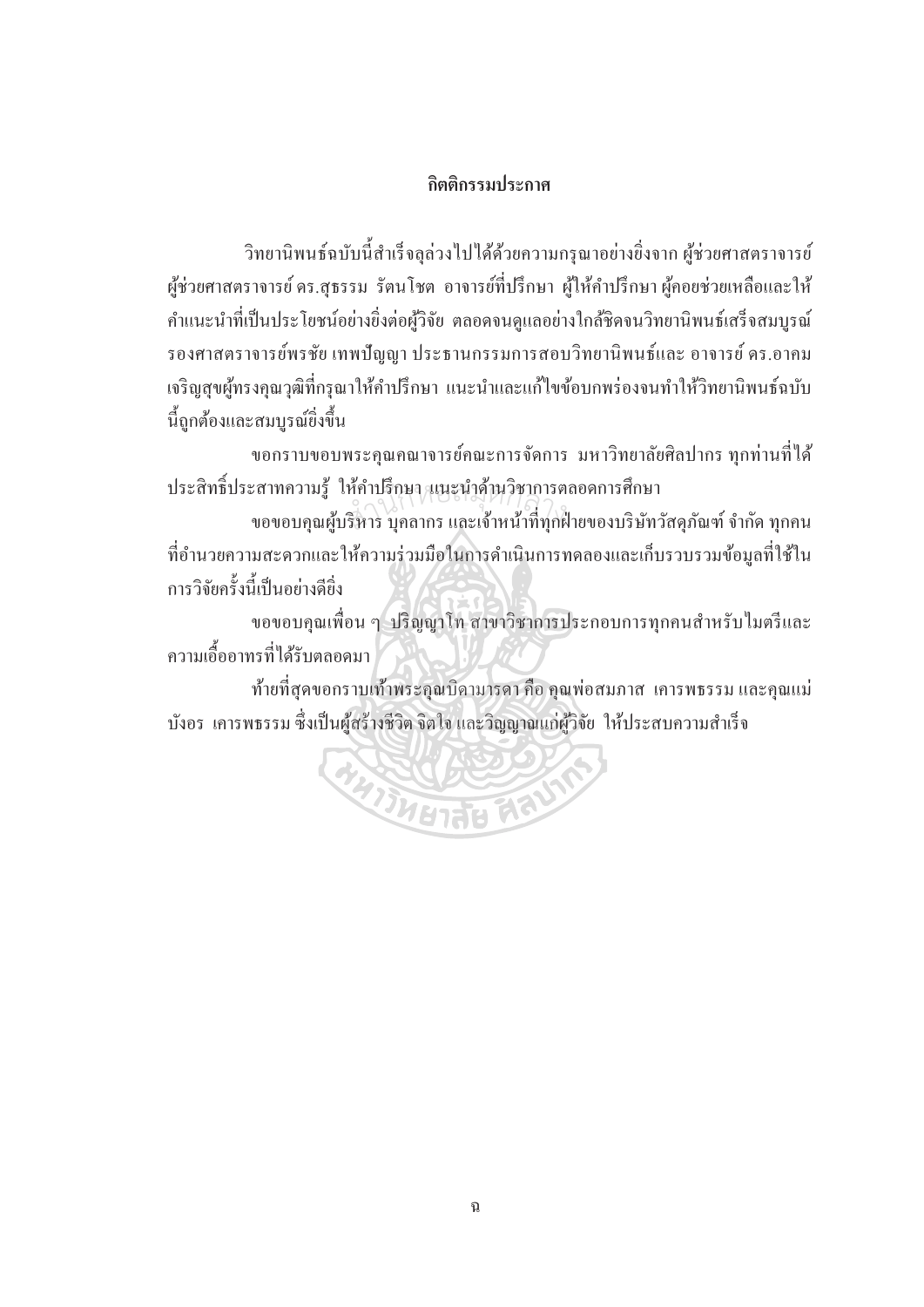# กิตติกรรมประกาศ

วิทยานิพนธ์ฉบับนี้สำเร็จลุล่วงไปได้ด้วยความกรุณาอย่างยิ่งจาก ผู้ช่วยศาสตราจารย์ ผู้ช่วยศาสตราจารย์ ดร.สุธรรม รัตนโชต อาจารย์ที่ปรึกษา ผู้ให้คำปรึกษา ผู้คอยช่วยเหลือและให้คำแนะนำที่เป็นประโยชน์อย่างยิ่งต่อผู้วิจัย ตลอดจนดูแลอย่างใกล้ชิดจนวิทยานิพนธ์เสร็จสมบูรณ์ รองศาสตราจารย์พรชัย เทพปัญญา ประธานกรรมการสอบวิทยานิพนธ์และ อาจารย์ ดร.อาคม เจริญสุขผู้ทรงคุณวุฒิที่กรุณาให้คำปรึกษา แนะนำและแก้ไขข้อบกพร่องจนทำให้วิทยานิพนธ์ฉบับนี้ถูกต้องและสมบูรณ์ยิ่งขึ้น

ขอกราบขอบพระคุณคณาจารย์คณะการจัดการ มหาวิทยาลัยศิลปากร ทุกท่านที่ได้ประสิทธิ์ประสาทความรู้ ให้คำปรึกษา แนะนำด้านวิชาการตลอดการศึกษา

ขอขอบคุณผู้บริหาร บุคลากร และเจ้าหน้าที่ทุกฝ่ายของบริษัทวัสดุภัณฑ์ จำกัด ทุกคนที่อำนวยความสะดวกและให้ความร่วมมือในการดำเนินการทดลองและเก็บรวบรวมข้อมูลที่ใช้ในการวิจัยครั้งนี้เป็นอย่างดียิ่ง

ขอขอบคุณเพื่อน ๆ ปริญญาโท สาขาวิชาการประกอบการทุกคนสำหรับไมตรีและความเอื้ออาทรที่ได้รับตลอดมา

ท้ายที่สุดขอกราบเท้าพระคุณบิดามารดา คือ คุณพ่อสมภาส เคารพธรรม และคุณแม่บังอร เคารพธรรม ซึ่งเป็นผู้สร้างชีวิต จิตใจ และวิญญาณแก่ผู้วิจัย ให้ประสบความสำเร็จ